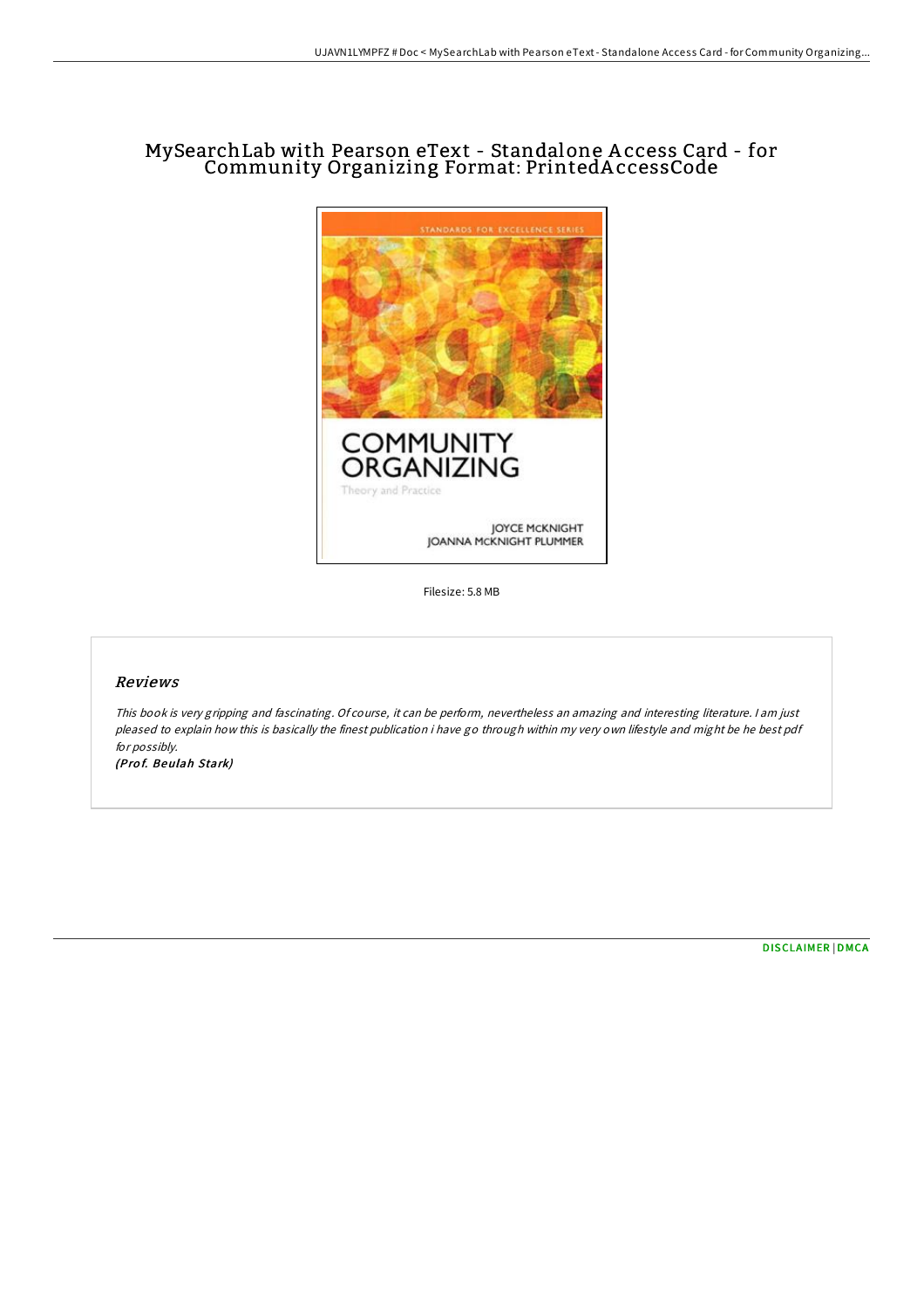# MySearchLab with Pearson eText - Standalone Access Card - for Community Organizing Format: PrintedAccessCode

Filesize: 5.8 MB

## Reviews

*This book is very gripping and fascinating. Of course, it can be perform, nevertheless an amazing and interesting literature. I am just pleased to explain how this is basically the finest publication i have go through within my very own lifestyle and might be he best pdf for possibly.*

***(Prof. Beulah Stark)***

DISCLAIMER | DMCA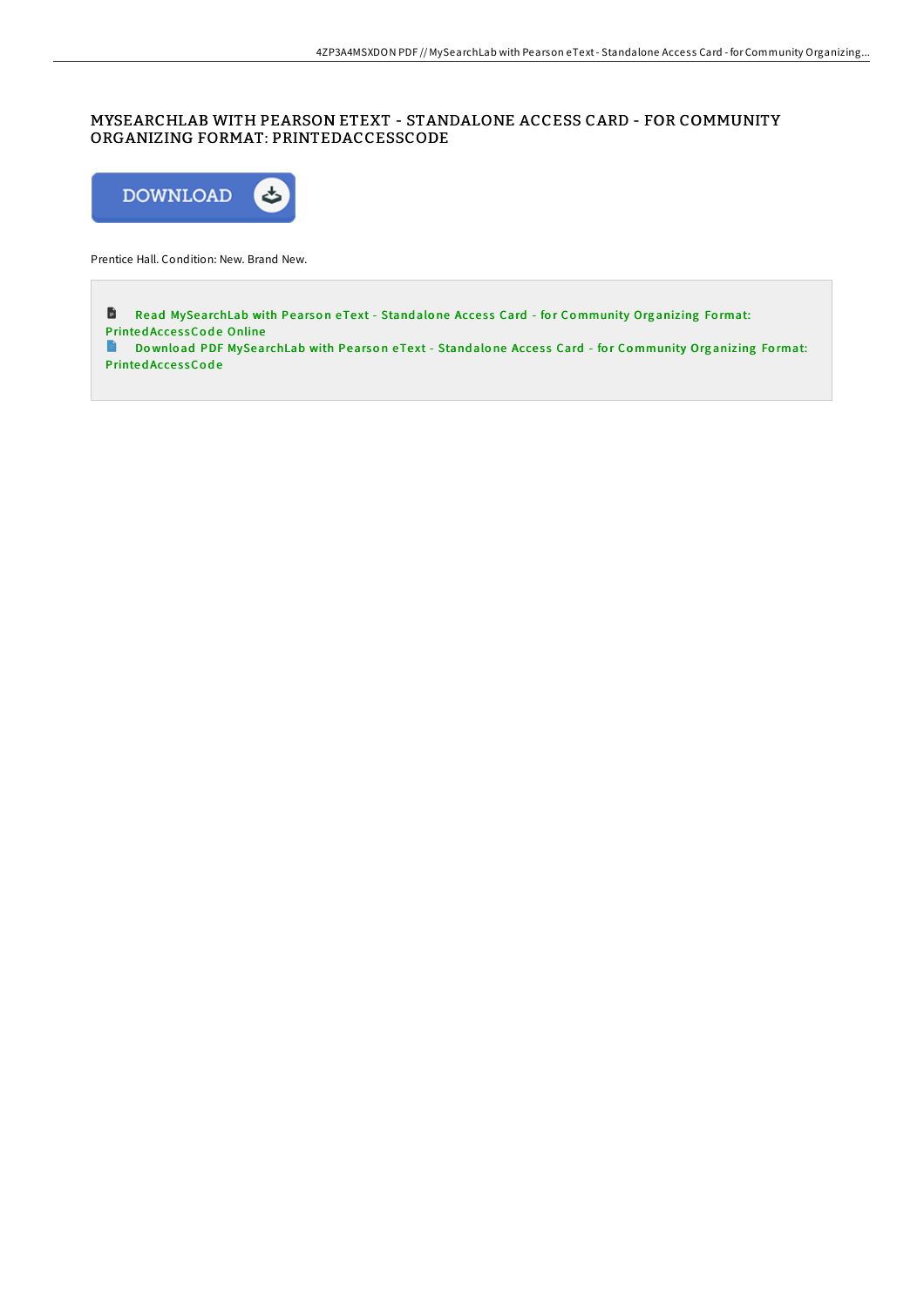# MYSEARCHLAB WITH PEARSON ETEXT - STANDALONE ACCESS CARD - FOR COMMUNITY ORGANIZING FORMAT: PRINTEDACCESSCODE

DOWNLOAD

Prentice Hall. Condition: New. Brand New.

Read MySearchLab with Pearson eText - Standalone Access Card - for Community Organizing Format: PrintedAccessCode Online

Download PDF MySearchLab with Pearson eText - Standalone Access Card - for Community Organizing Format: PrintedAccessCode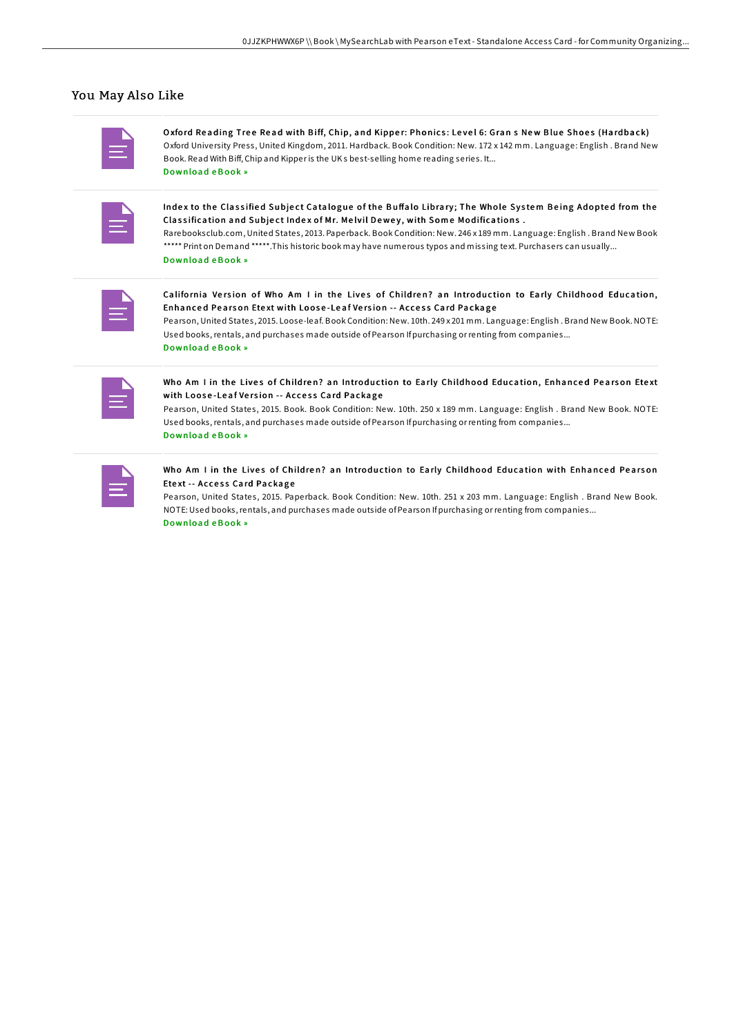## You May Also Like

**Oxford Reading Tree Read with Biff, Chip, and Kipper: Phonics: Level 6: Gran s New Blue Shoes (Hardback)**
Oxford University Press, United Kingdom, 2011. Hardback. Book Condition: New. 172 x 142 mm. Language: English . Brand New Book. Read With Biff, Chip and Kipper is the UK s best-selling home reading series. It...
Download eBook »

**Index to the Classified Subject Catalogue of the Buffalo Library; The Whole System Being Adopted from the Classification and Subject Index of Mr. Melvil Dewey, with Some Modifications .**
Rarebooksclub.com, United States, 2013. Paperback. Book Condition: New. 246 x 189 mm. Language: English . Brand New Book ***** Print on Demand *****.This historic book may have numerous typos and missing text. Purchasers can usually...
Download eBook »

**California Version of Who Am I in the Lives of Children? an Introduction to Early Childhood Education, Enhanced Pearson Etext with Loose-Leaf Version -- Access Card Package**
Pearson, United States, 2015. Loose-leaf. Book Condition: New. 10th. 249 x 201 mm. Language: English . Brand New Book. NOTE: Used books, rentals, and purchases made outside of Pearson If purchasing or renting from companies...
Download eBook »

**Who Am I in the Lives of Children? an Introduction to Early Childhood Education, Enhanced Pearson Etext with Loose-Leaf Version -- Access Card Package**
Pearson, United States, 2015. Book. Book Condition: New. 10th. 250 x 189 mm. Language: English . Brand New Book. NOTE: Used books, rentals, and purchases made outside of Pearson If purchasing or renting from companies...
Download eBook »

**Who Am I in the Lives of Children? an Introduction to Early Childhood Education with Enhanced Pearson Etext -- Access Card Package**
Pearson, United States, 2015. Paperback. Book Condition: New. 10th. 251 x 203 mm. Language: English . Brand New Book. NOTE: Used books, rentals, and purchases made outside of Pearson If purchasing or renting from companies...
Download eBook »